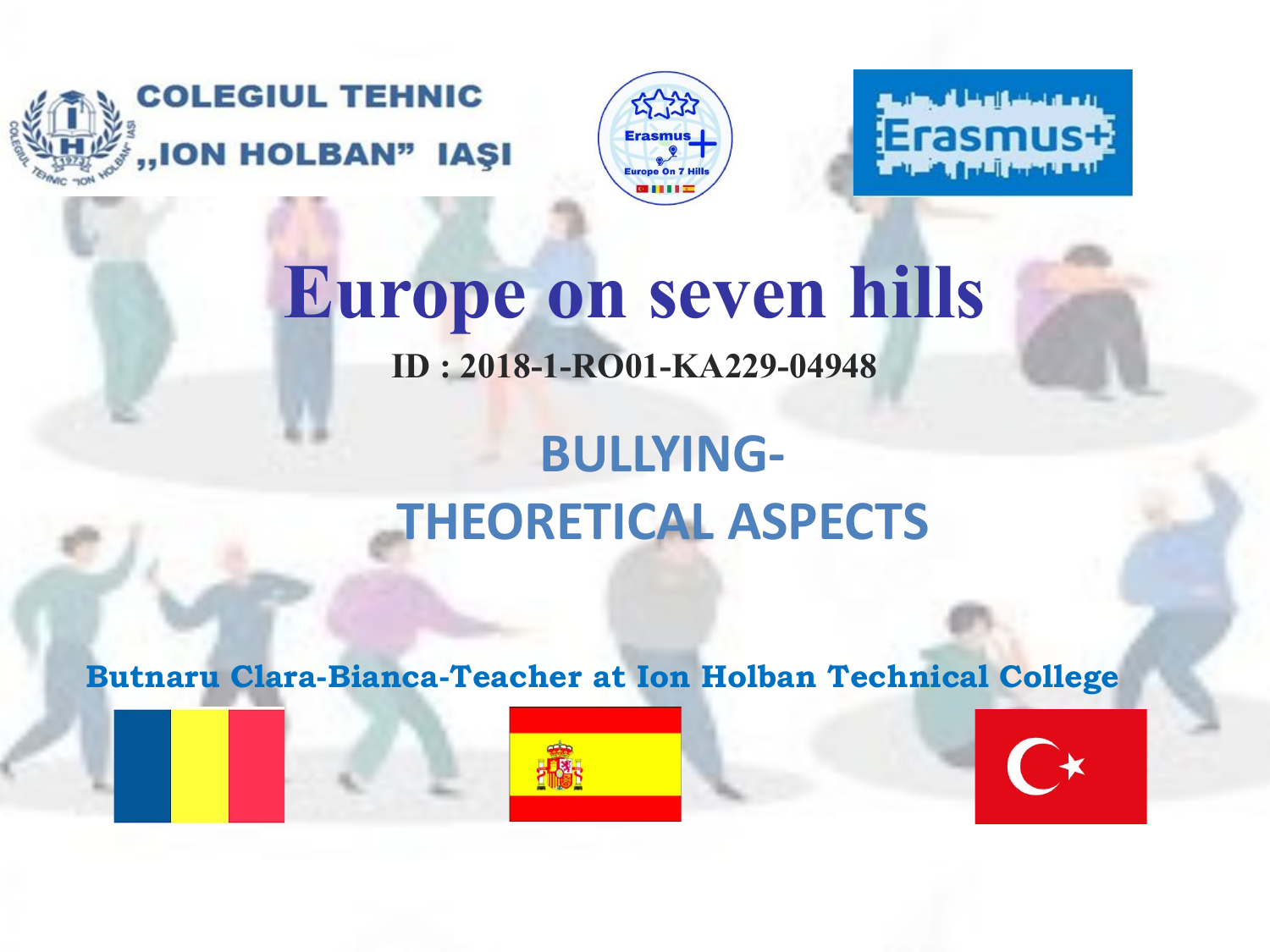COLEGIUL TEHNIC „ION HOLBAN" IAŞI

# Europe on seven hills

**ID : 2018-1-RO01-KA229-04948**

## BULLYING- THEORETICAL ASPECTS

**Butnaru Clara-Bianca-Teacher at Ion Holban Technical College**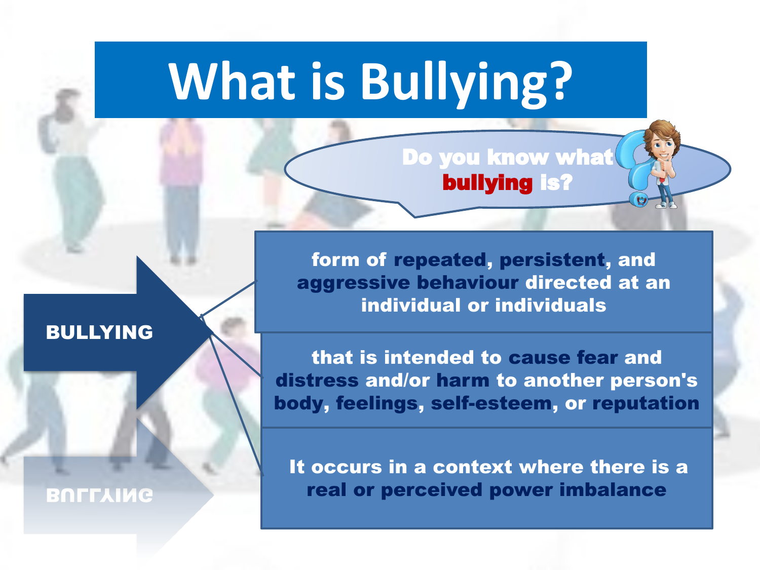# What is Bullying?

Do you know what **bullying** is?

**BULLYING**

- form of **repeated**, **persistent**, and **aggressive behaviour** directed at an individual or individuals
- that is intended to **cause fear** and **distress** and/or **harm** to another person's **body**, **feelings**, **self-esteem**, or **reputation**
- It occurs in a context where there is a **real or perceived power imbalance**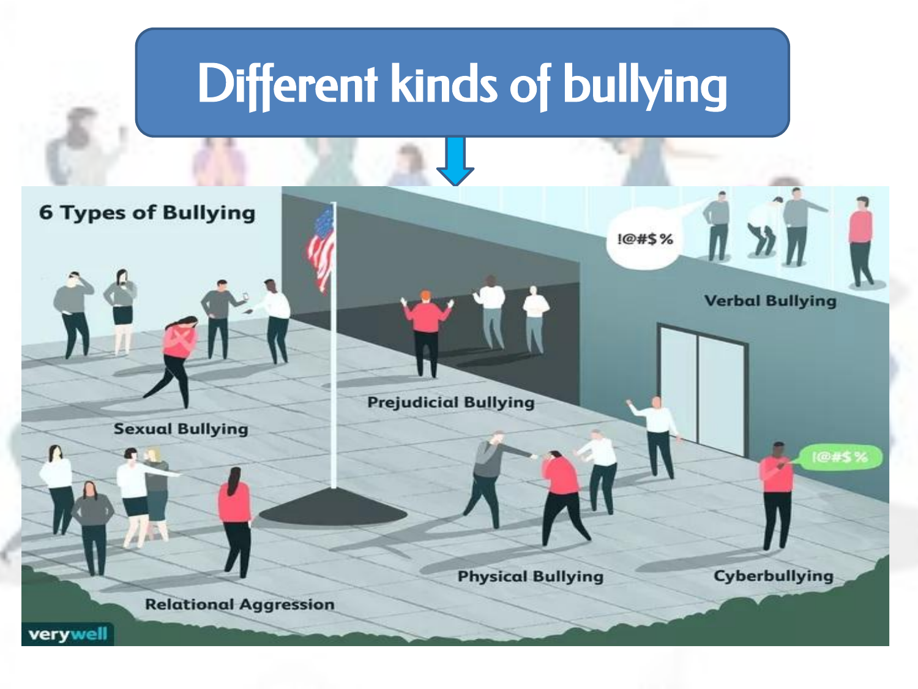# Different kinds of bullying

**6 Types of Bullying**

- Sexual Bullying
- Prejudicial Bullying
- Verbal Bullying
- Relational Aggression
- Physical Bullying
- Cyberbullying

verywell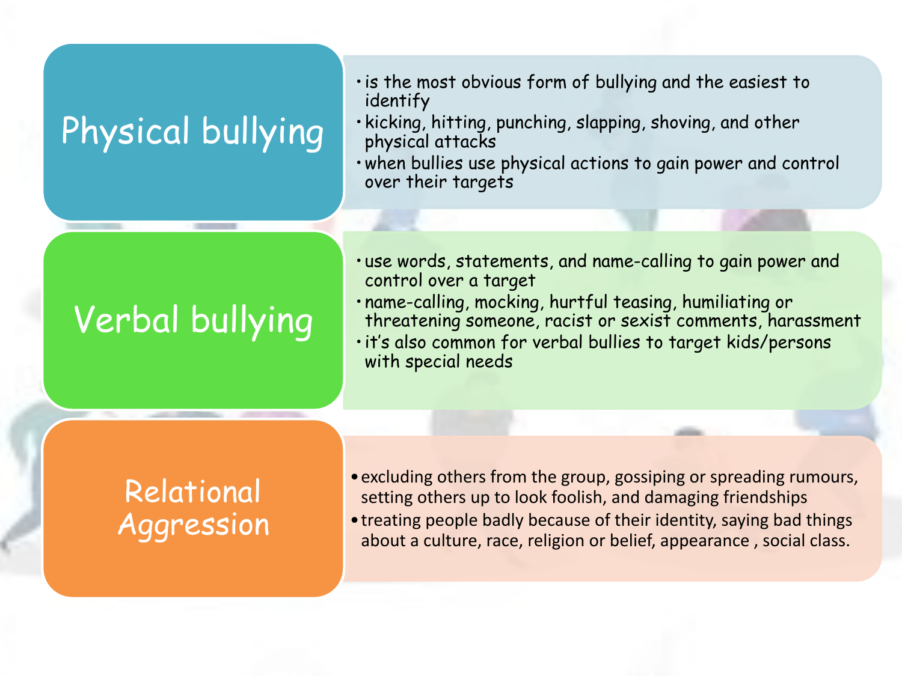## Physical bullying

- is the most obvious form of bullying and the easiest to identify
- kicking, hitting, punching, slapping, shoving, and other physical attacks
- when bullies use physical actions to gain power and control over their targets

## Verbal bullying

- use words, statements, and name-calling to gain power and control over a target
- name-calling, mocking, hurtful teasing, humiliating or threatening someone, racist or sexist comments, harassment
- it's also common for verbal bullies to target kids/persons with special needs

## Relational Aggression

- excluding others from the group, gossiping or spreading rumours, setting others up to look foolish, and damaging friendships
- treating people badly because of their identity, saying bad things about a culture, race, religion or belief, appearance , social class.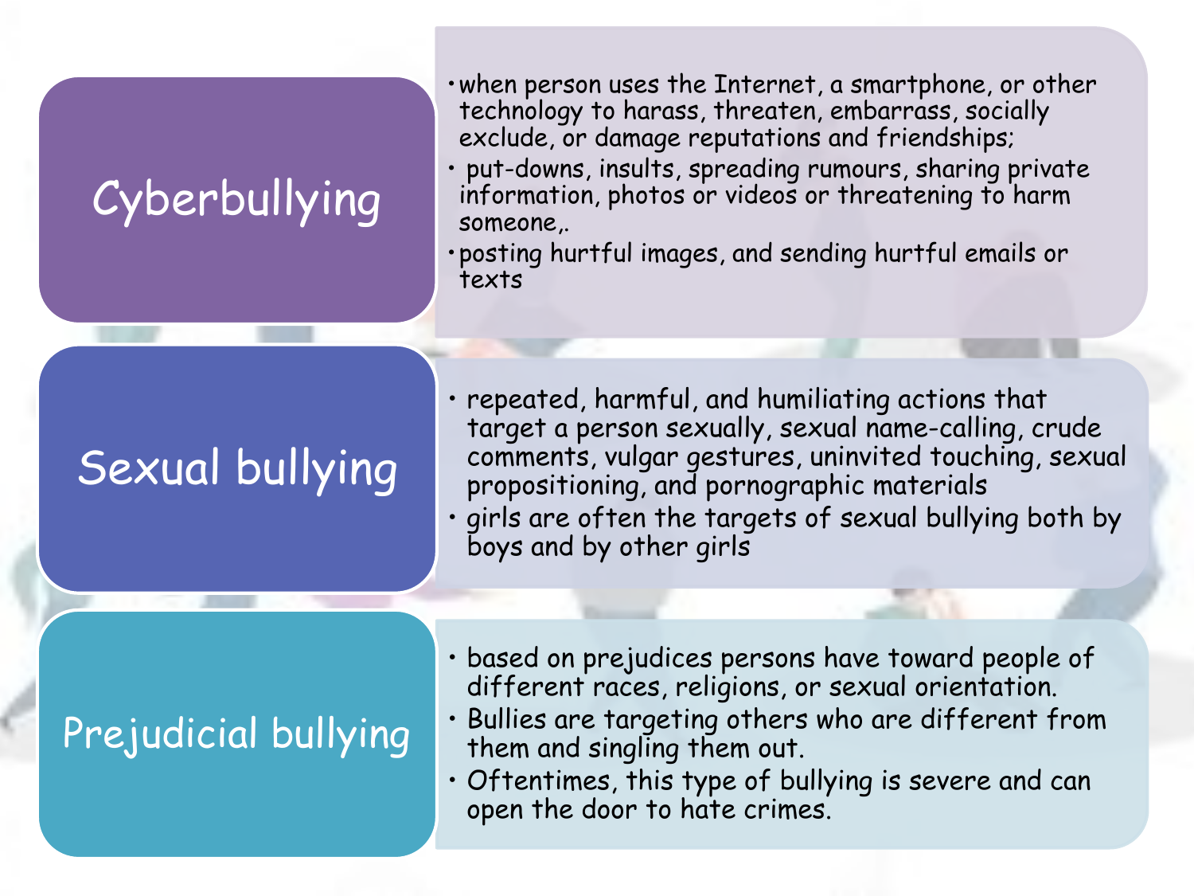## Cyberbullying

- when person uses the Internet, a smartphone, or other technology to harass, threaten, embarrass, socially exclude, or damage reputations and friendships;
- put-downs, insults, spreading rumours, sharing private information, photos or videos or threatening to harm someone,.
- posting hurtful images, and sending hurtful emails or texts

## Sexual bullying

- repeated, harmful, and humiliating actions that target a person sexually, sexual name-calling, crude comments, vulgar gestures, uninvited touching, sexual propositioning, and pornographic materials
- girls are often the targets of sexual bullying both by boys and by other girls

## Prejudicial bullying

- based on prejudices persons have toward people of different races, religions, or sexual orientation.
- Bullies are targeting others who are different from them and singling them out.
- Oftentimes, this type of bullying is severe and can open the door to hate crimes.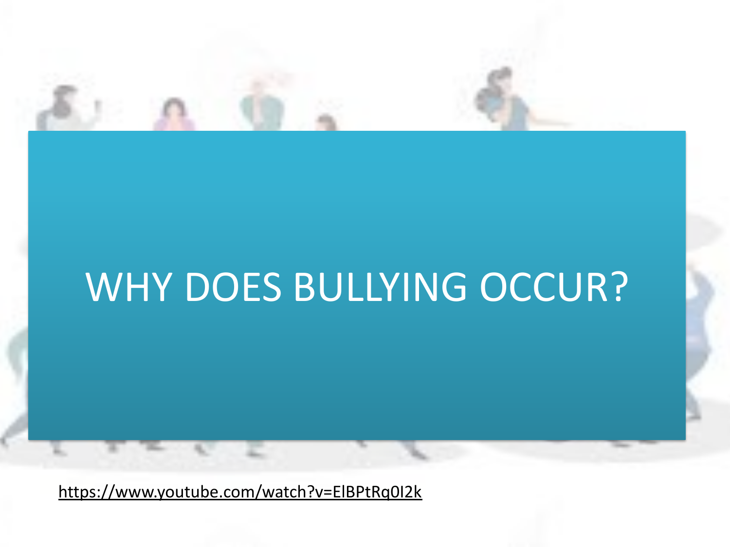# WHY DOES BULLYING OCCUR?

https://www.youtube.com/watch?v=ElBPtRq0I2k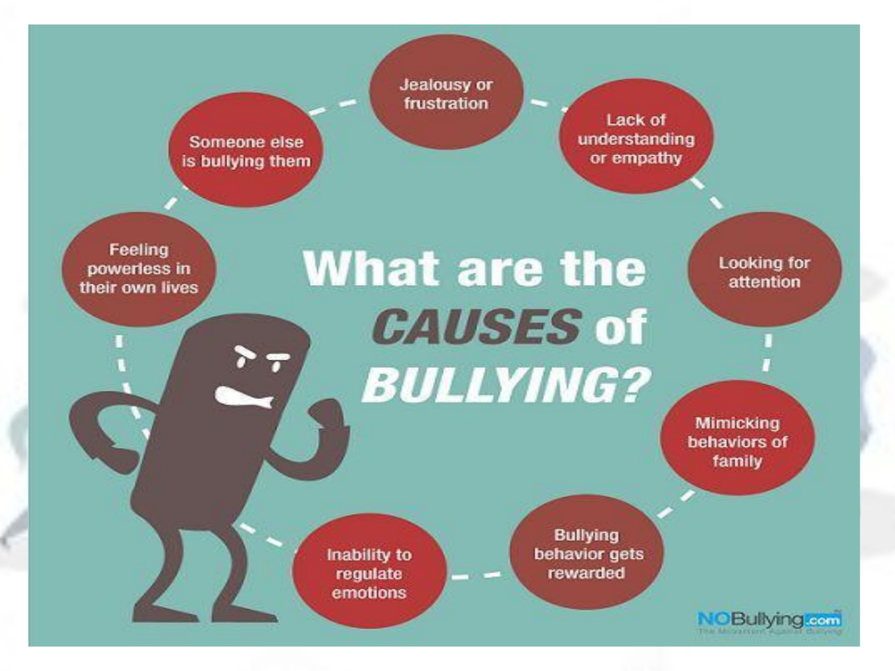# What are the *CAUSES* of *BULLYING?*

- Jealousy or frustration
- Lack of understanding or empathy
- Looking for attention
- Mimicking behaviors of family
- Bullying behavior gets rewarded
- Inability to regulate emotions
- Feeling powerless in their own lives
- Someone else is bullying them

NOBullying.com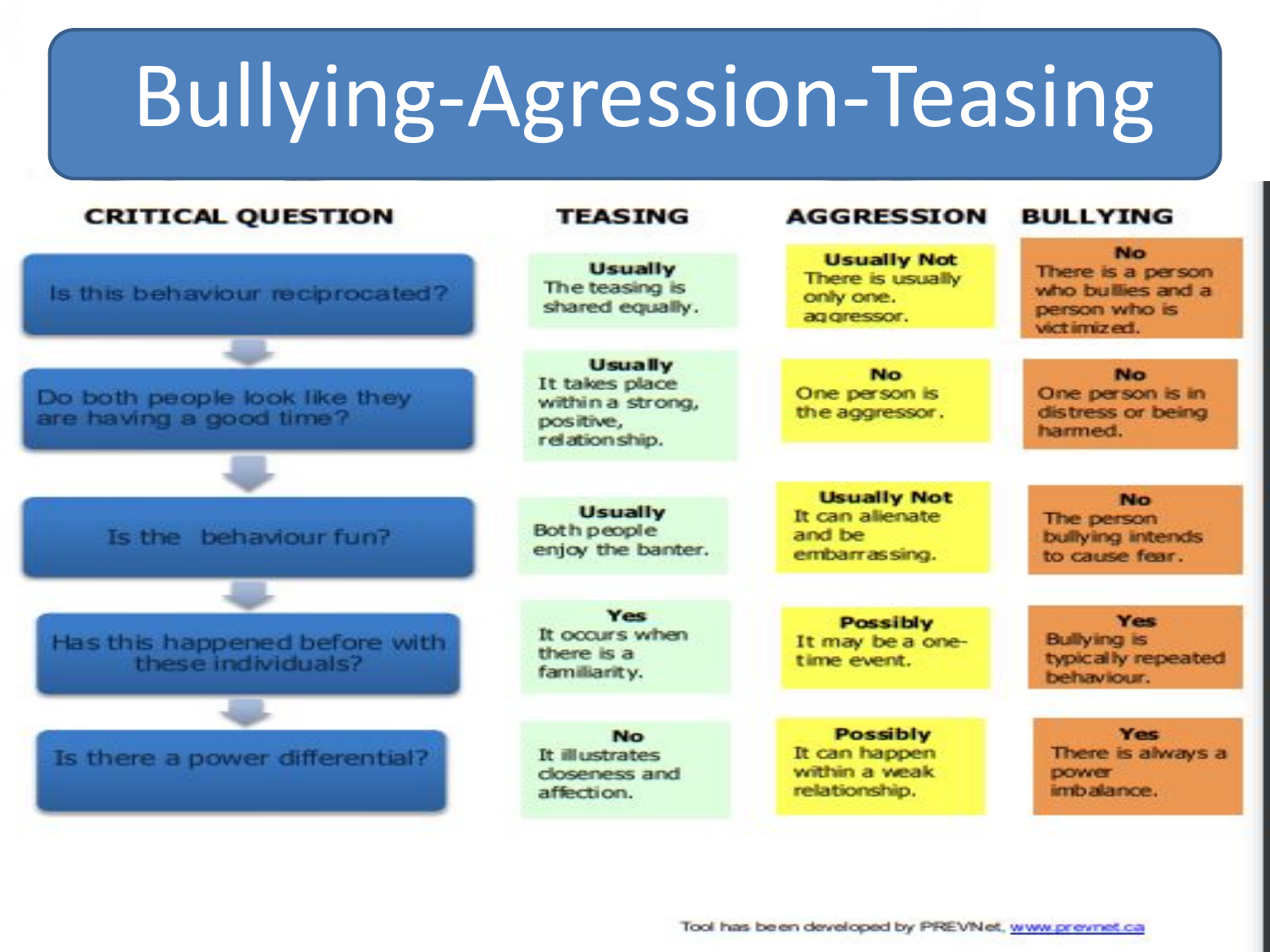# Bullying-Agression-Teasing

| CRITICAL QUESTION | TEASING | AGGRESSION | BULLYING |
| --- | --- | --- | --- |
| Is this behaviour reciprocated? | **Usually** The teasing is shared equally. | **Usually Not** There is usually only one. aggressor. | **No** There is a person who bullies and a person who is victimized. |
| Do both people look like they are having a good time? | **Usually** It takes place within a strong, positive, relationship. | **No** One person is the aggressor. | **No** One person is in distress or being harmed. |
| Is the behaviour fun? | **Usually** Both people enjoy the banter. | **Usually Not** It can alienate and be embarrassing. | **No** The person bullying intends to cause fear. |
| Has this happened before with these individuals? | **Yes** It occurs when there is a familiarity. | **Possibly** It may be a one-time event. | **Yes** Bullying is typically repeated behaviour. |
| Is there a power differential? | **No** It illustrates closeness and affection. | **Possibly** It can happen within a weak relationship. | **Yes** There is always a power imbalance. |

Tool has been developed by PREVNet, www.prevnet.ca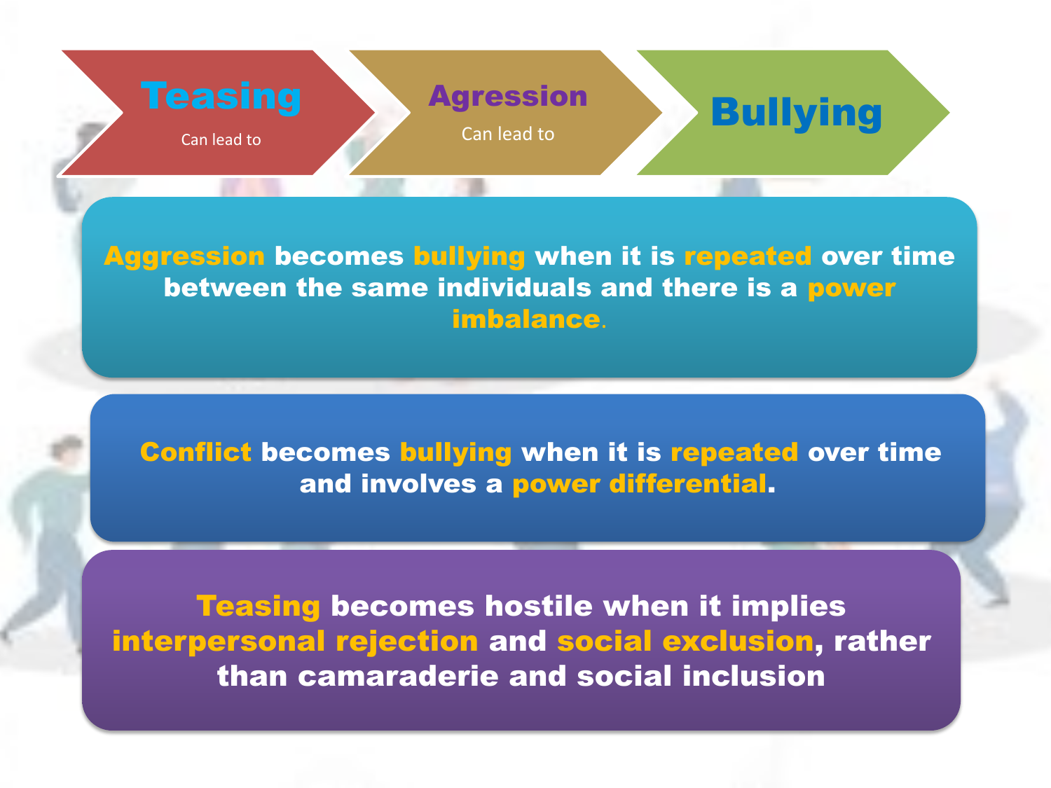**Teasing** Can lead to → **Agression** Can lead to → **Bullying**

**Aggression** becomes **bullying** when it is **repeated** over time between the same individuals and there is a **power imbalance**.

**Conflict** becomes **bullying** when it is **repeated** over time and involves a **power differential**.

**Teasing** becomes hostile when it implies **interpersonal rejection** and **social exclusion**, rather than camaraderie and social inclusion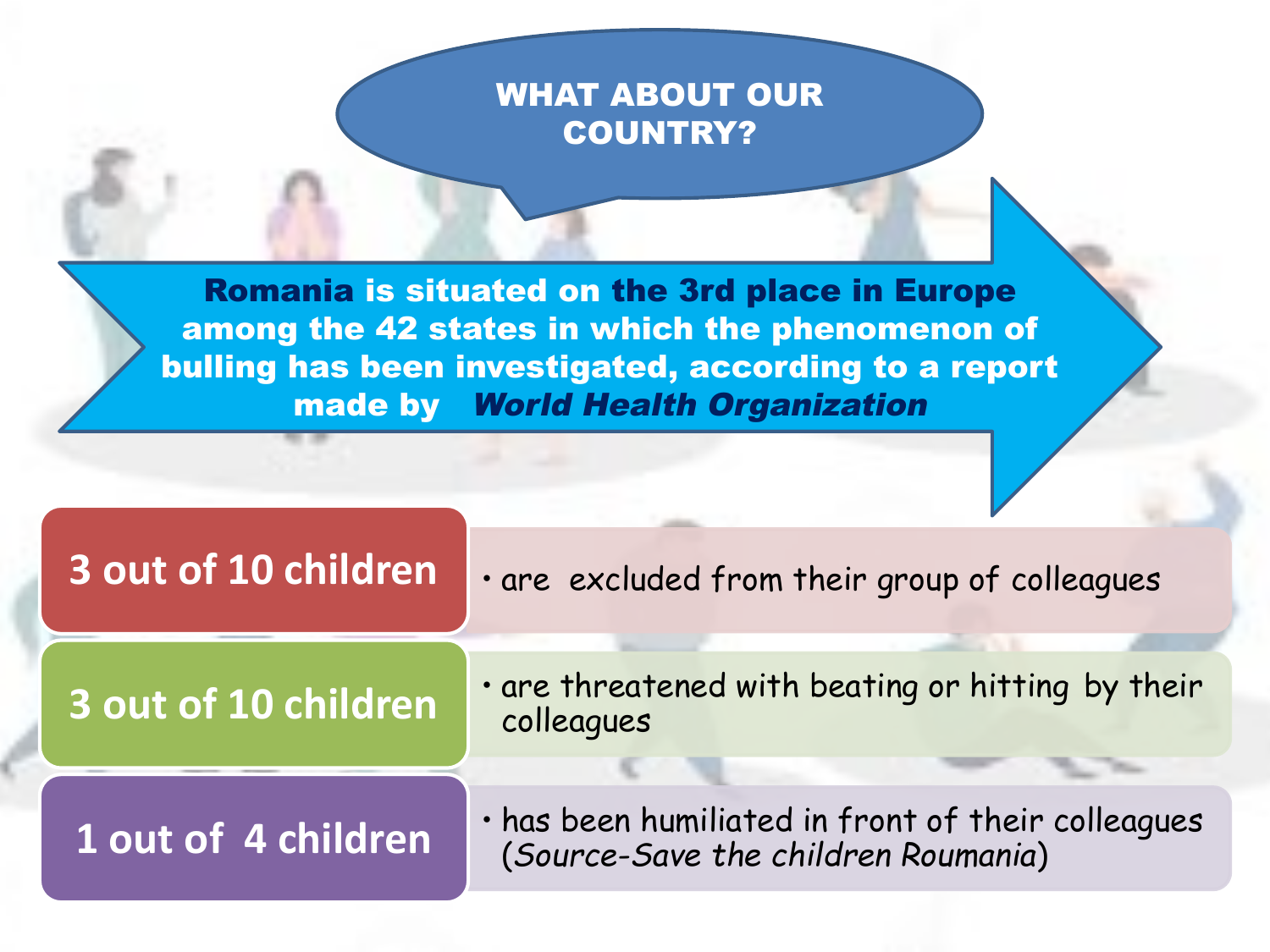## WHAT ABOUT OUR COUNTRY?

**Romania is situated on the 3rd place in Europe among the 42 states in which the phenomenon of bulling has been investigated, according to a report made by *World Health Organization***

**3 out of 10 children**

- are excluded from their group of colleagues

**3 out of 10 children**

- are threatened with beating or hitting by their colleagues

**1 out of 4 children**

- has been humiliated in front of their colleagues (*Source-Save the children Roumania*)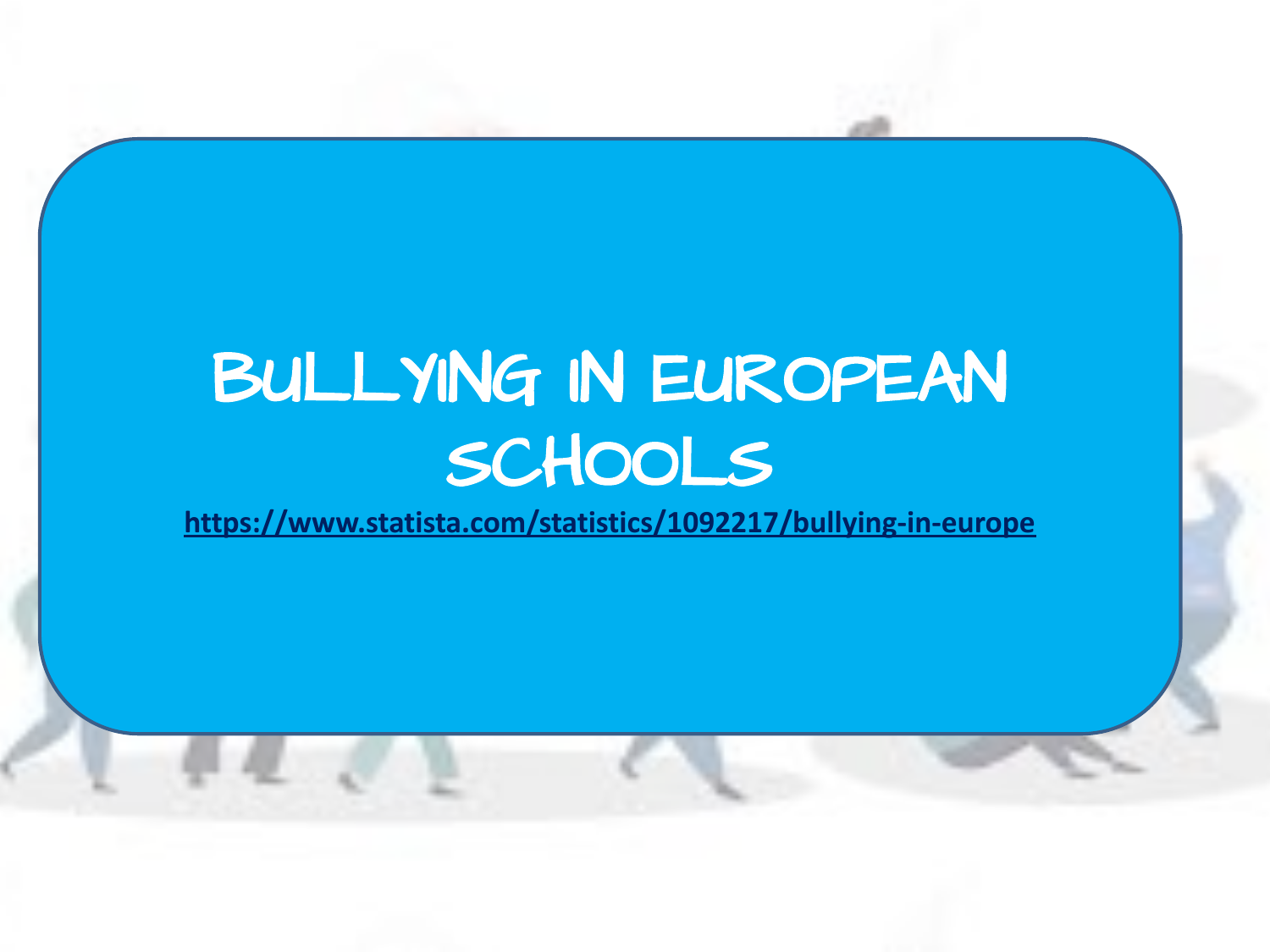# BULLYING IN EUROPEAN SCHOOLS

https://www.statista.com/statistics/1092217/bullying-in-europe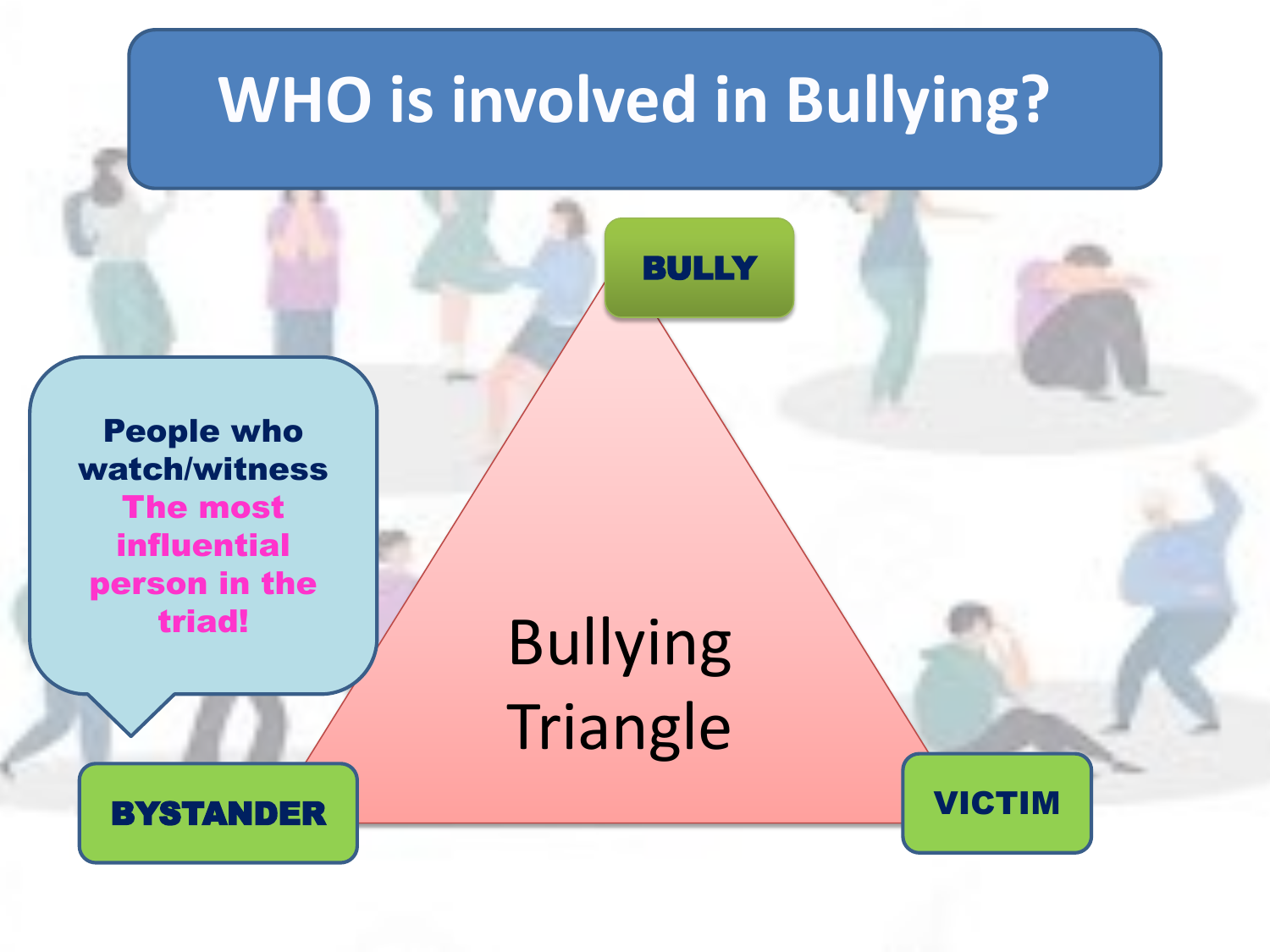# WHO is involved in Bullying?

**BULLY**

**People who watch/witness**
**The most influential person in the triad!**

Bullying Triangle

**BYSTANDER**

**VICTIM**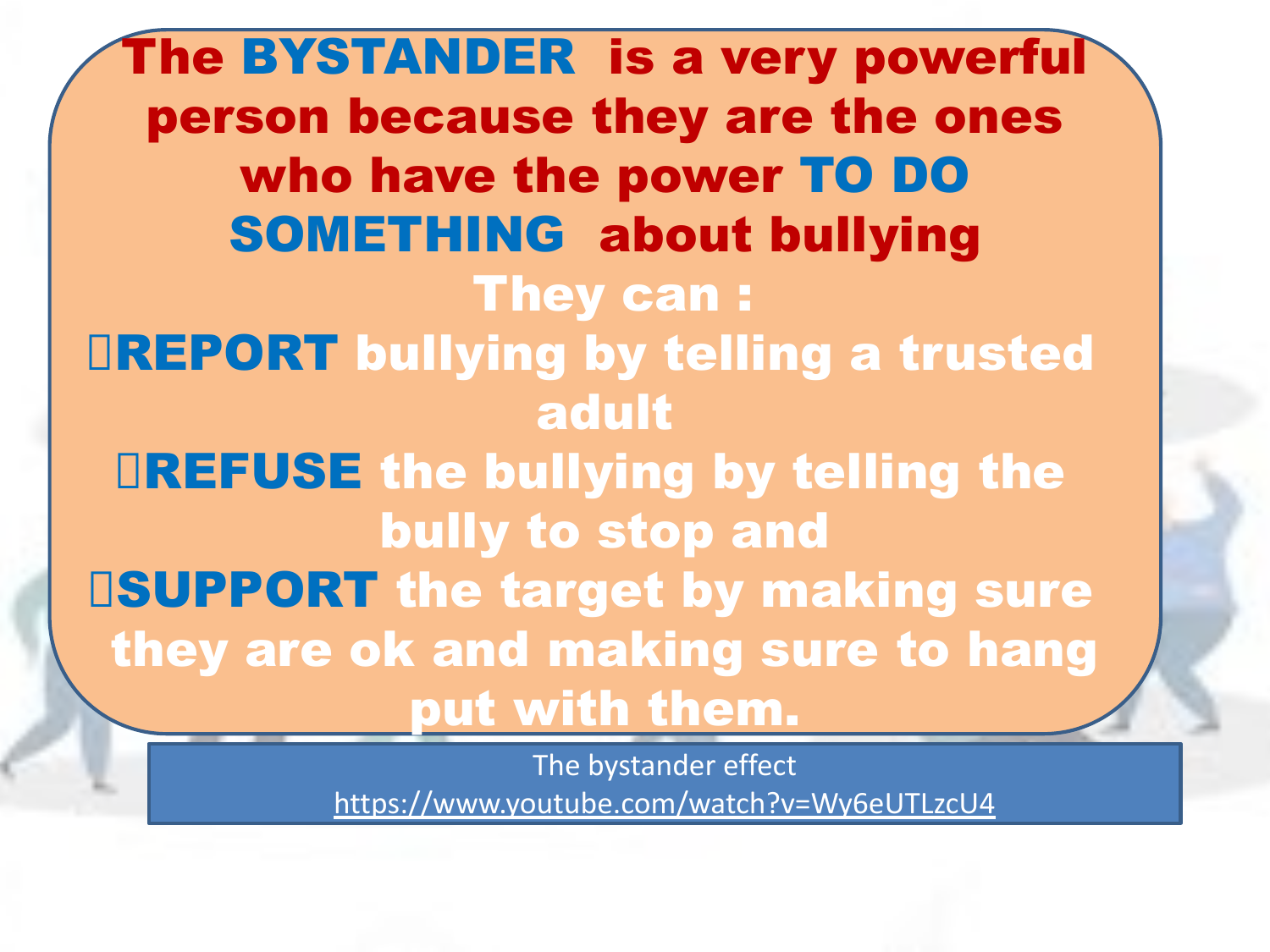**The BYSTANDER is a very powerful person because they are the ones who have the power TO DO SOMETHING about bullying**

**They can :**

- **REPORT bullying by telling a trusted adult**
- **REFUSE the bullying by telling the bully to stop and**
- **SUPPORT the target by making sure they are ok and making sure to hang put with them.**

The bystander effect
https://www.youtube.com/watch?v=Wy6eUTLzcU4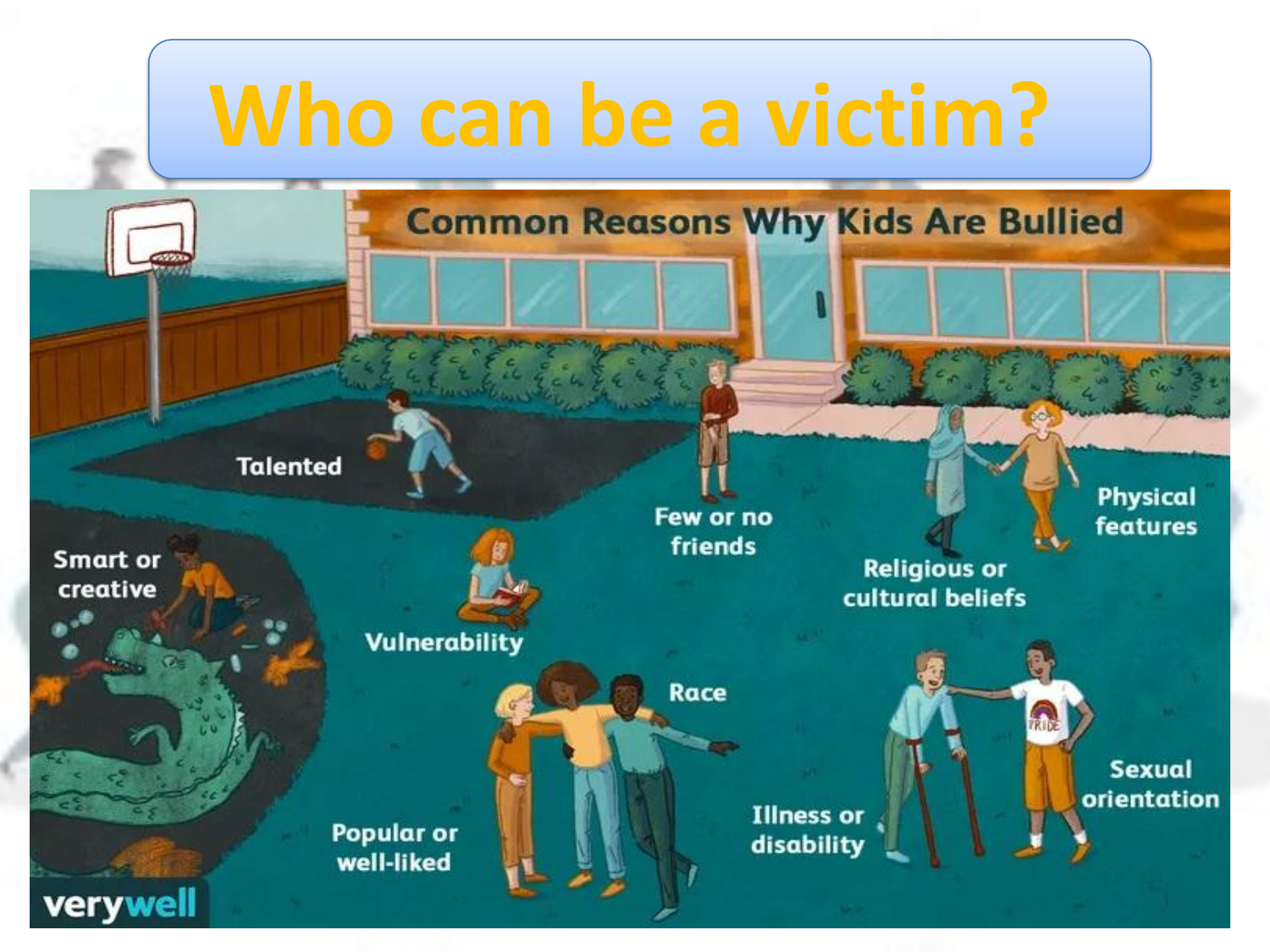# Who can be a victim?

## Common Reasons Why Kids Are Bullied

- Talented
- Few or no friends
- Physical features
- Religious or cultural beliefs
- Smart or creative
- Vulnerability
- Race
- Popular or well-liked
- Illness or disability
- Sexual orientation

verywell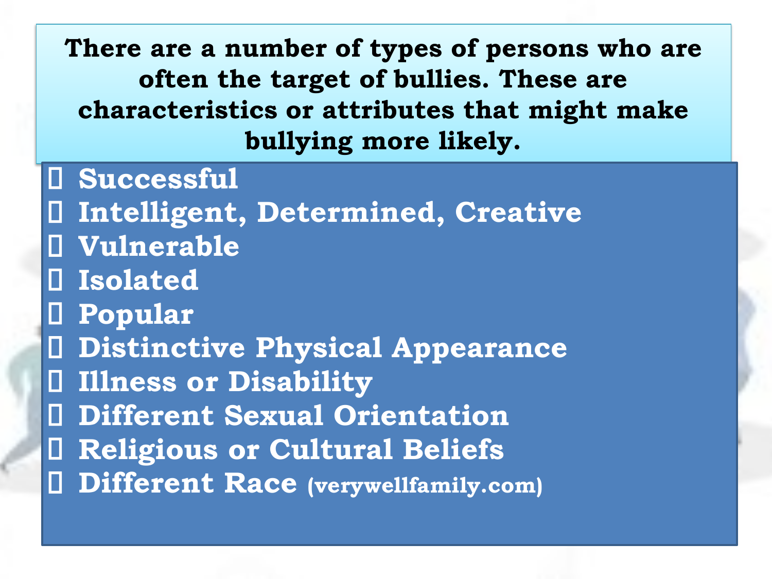**There are a number of types of persons who are often the target of bullies. These are characteristics or attributes that might make bullying more likely.**

- **Successful**
- **Intelligent, Determined, Creative**
- **Vulnerable**
- **Isolated**
- **Popular**
- **Distinctive Physical Appearance**
- **Illness or Disability**
- **Different Sexual Orientation**
- **Religious or Cultural Beliefs**
- **Different Race** (verywellfamily.com)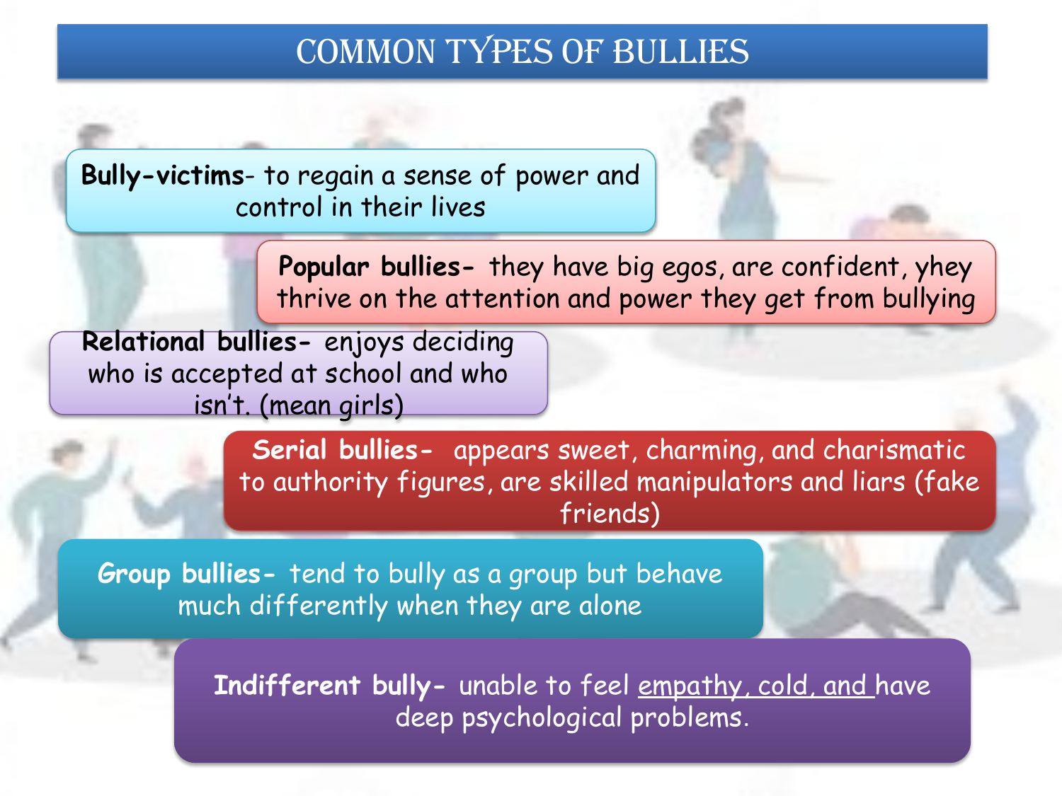# COMMON TYPES OF BULLIES

**Bully-victims**- to regain a sense of power and control in their lives

**Popular bullies-** they have big egos, are confident, yhey thrive on the attention and power they get from bullying

**Relational bullies-** enjoys deciding who is accepted at school and who isn't. (mean girls)

**Serial bullies-** appears sweet, charming, and charismatic to authority figures, are skilled manipulators and liars (fake friends)

**Group bullies-** tend to bully as a group but behave much differently when they are alone

**Indifferent bully-** unable to feel empathy, cold, and have deep psychological problems.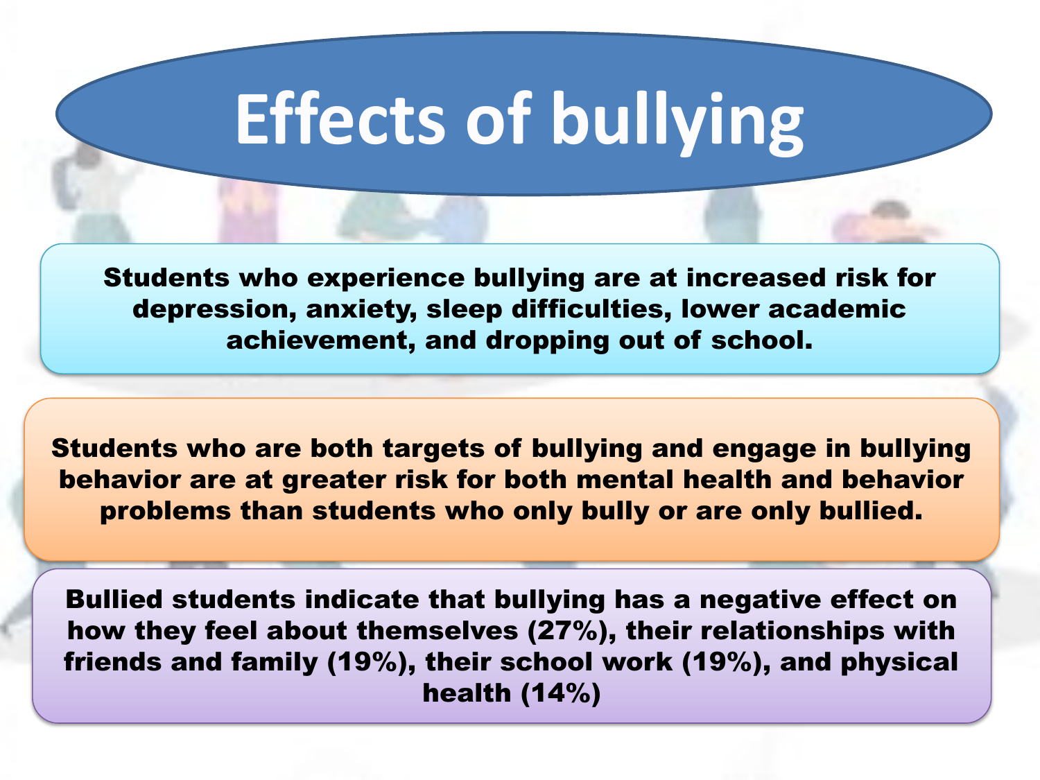# Effects of bullying

**Students who experience bullying are at increased risk for depression, anxiety, sleep difficulties, lower academic achievement, and dropping out of school.**

**Students who are both targets of bullying and engage in bullying behavior are at greater risk for both mental health and behavior problems than students who only bully or are only bullied.**

**Bullied students indicate that bullying has a negative effect on how they feel about themselves (27%), their relationships with friends and family (19%), their school work (19%), and physical health (14%)**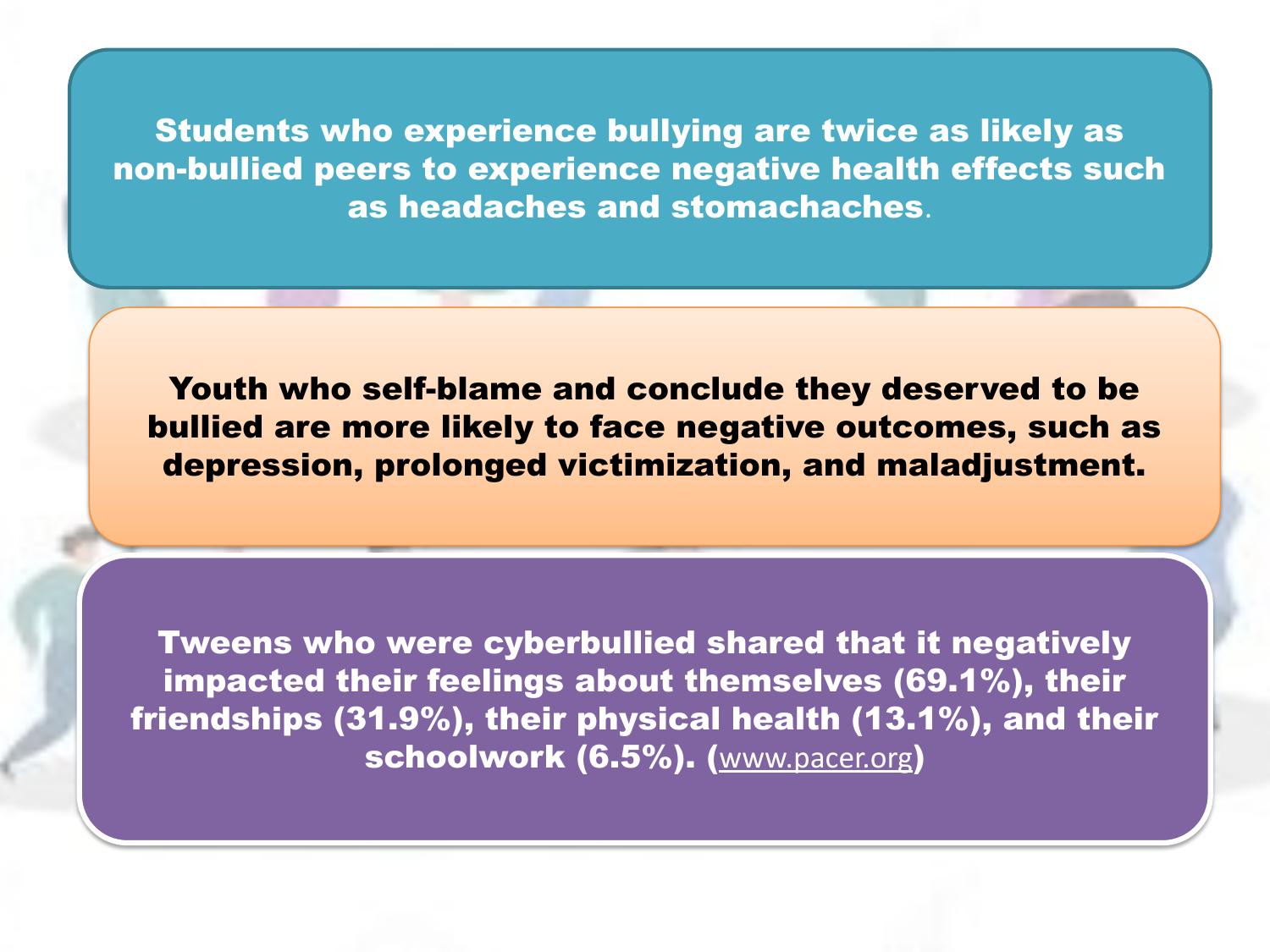**Students who experience bullying are twice as likely as non-bullied peers to experience negative health effects such as headaches and stomachaches.**

**Youth who self-blame and conclude they deserved to be bullied are more likely to face negative outcomes, such as depression, prolonged victimization, and maladjustment.**

**Tweens who were cyberbullied shared that it negatively impacted their feelings about themselves (69.1%), their friendships (31.9%), their physical health (13.1%), and their schoolwork (6.5%). (www.pacer.org)**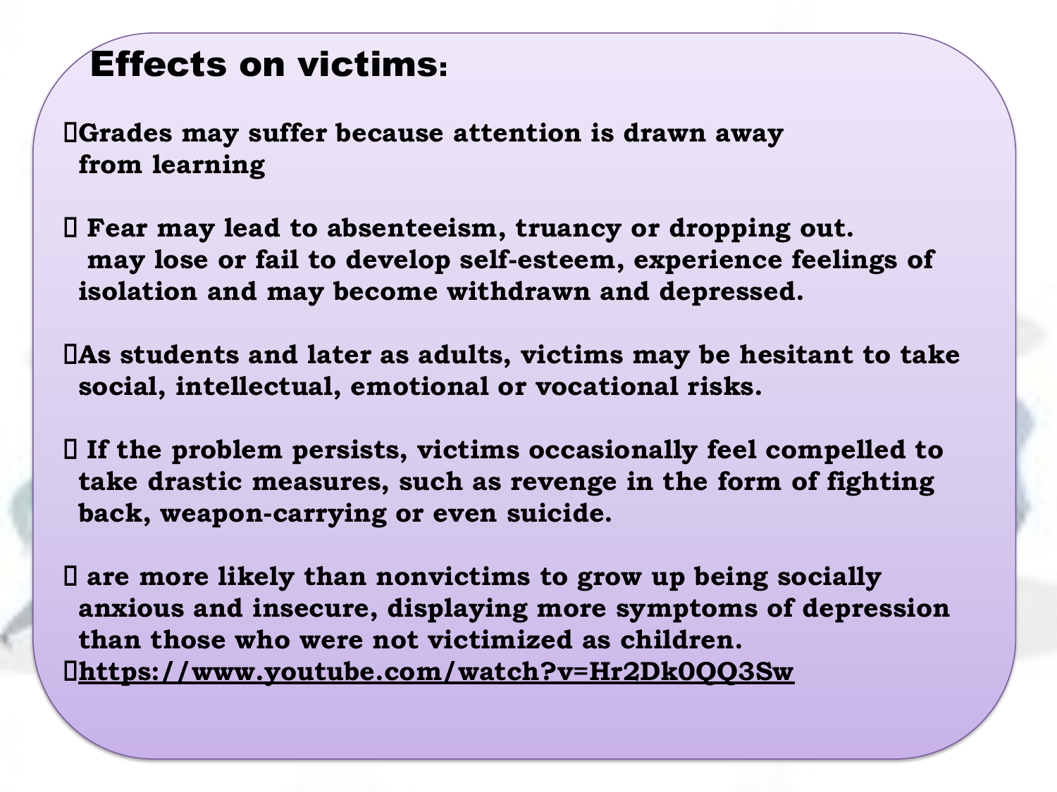# Effects on victims:

- Grades may suffer because attention is drawn away from learning
- Fear may lead to absenteeism, truancy or dropping out. may lose or fail to develop self-esteem, experience feelings of isolation and may become withdrawn and depressed.
- As students and later as adults, victims may be hesitant to take social, intellectual, emotional or vocational risks.
- If the problem persists, victims occasionally feel compelled to take drastic measures, such as revenge in the form of fighting back, weapon-carrying or even suicide.
- are more likely than nonvictims to grow up being socially anxious and insecure, displaying more symptoms of depression than those who were not victimized as children.
- https://www.youtube.com/watch?v=Hr2Dk0QQ3Sw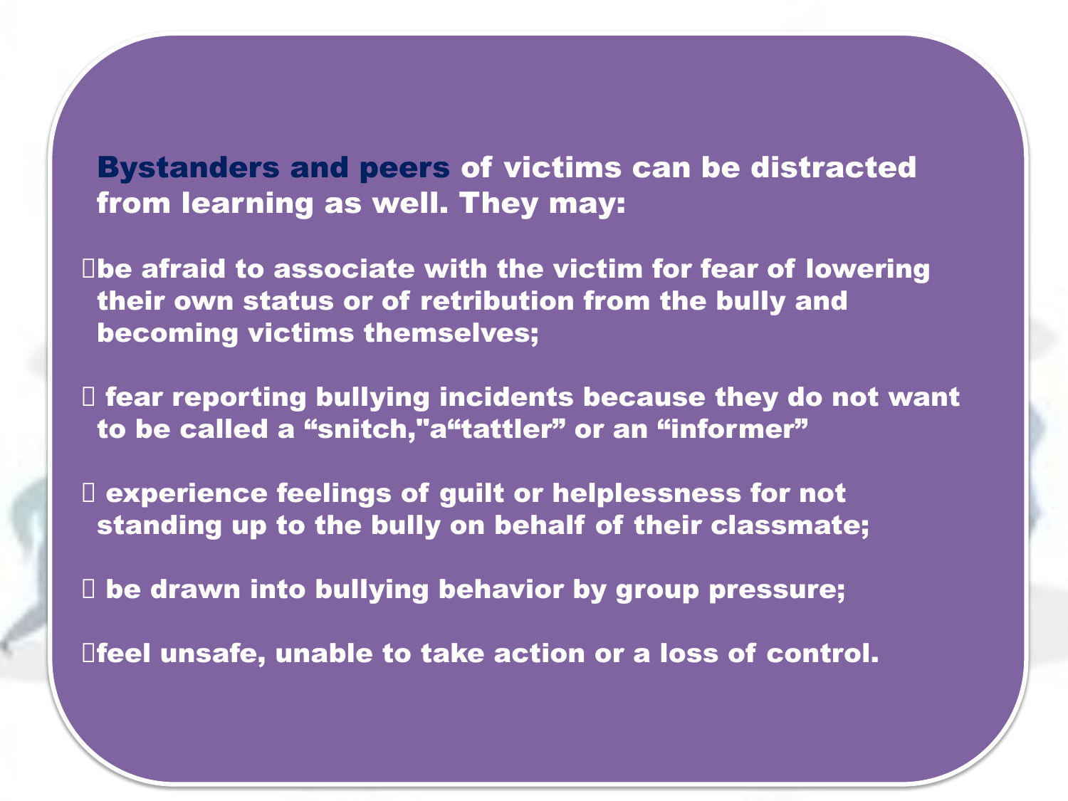**Bystanders and peers** of victims can be distracted from learning as well. They may:

- be afraid to associate with the victim for fear of lowering their own status or of retribution from the bully and becoming victims themselves;
- fear reporting bullying incidents because they do not want to be called a “snitch,"a“tattler” or an “informer”
- experience feelings of guilt or helplessness for not standing up to the bully on behalf of their classmate;
- be drawn into bullying behavior by group pressure;
- feel unsafe, unable to take action or a loss of control.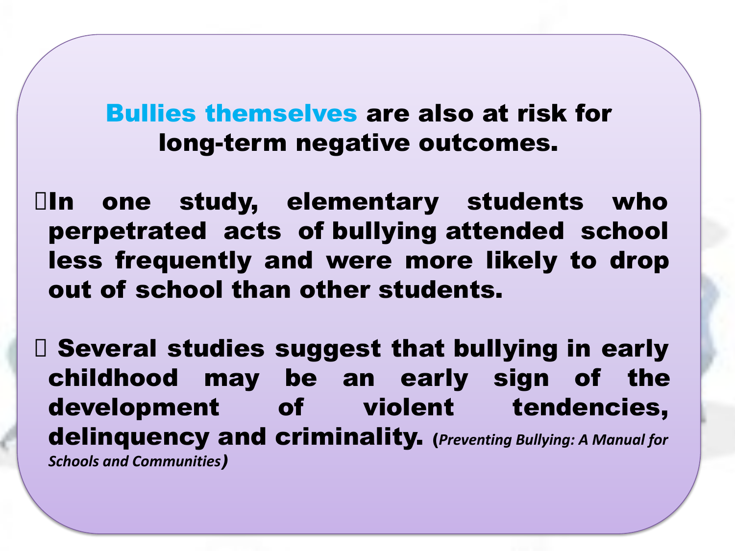**Bullies themselves are also at risk for long-term negative outcomes.**

- **In one study, elementary students who perpetrated acts of bullying attended school less frequently and were more likely to drop out of school than other students.**

- **Several studies suggest that bullying in early childhood may be an early sign of the development of violent tendencies, delinquency and criminality.** (*Preventing Bullying: A Manual for Schools and Communities*)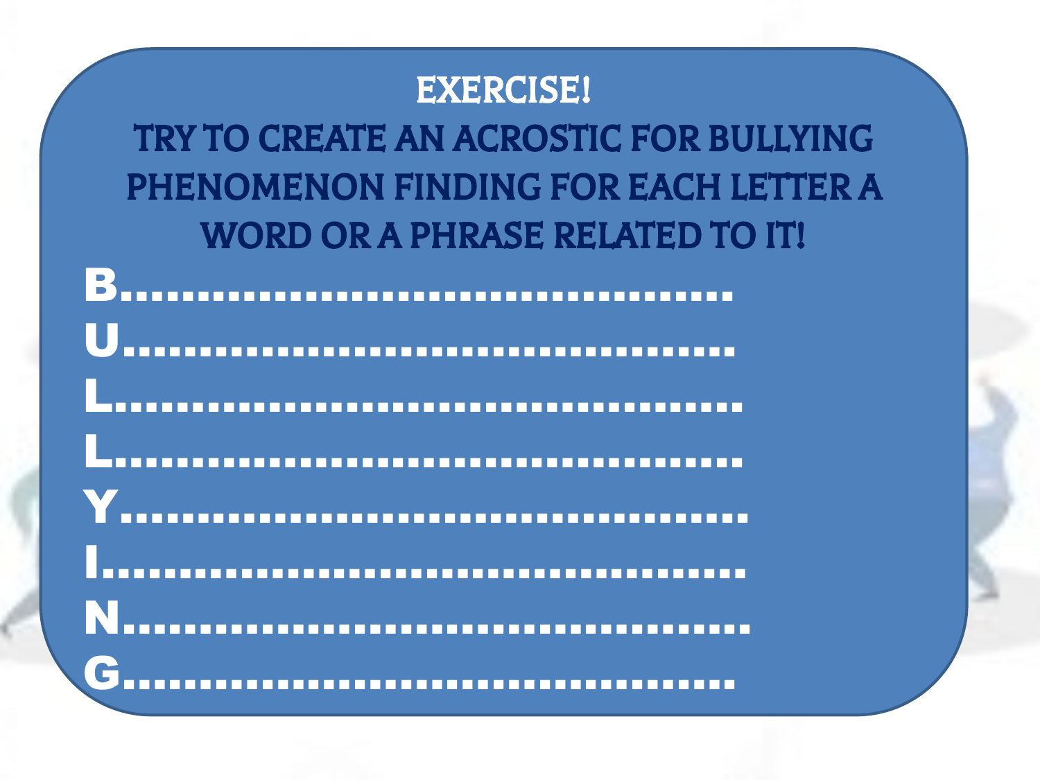# EXERCISE!

## TRY TO CREATE AN ACROSTIC FOR BULLYING PHENOMENON FINDING FOR EACH LETTER A WORD OR A PHRASE RELATED TO IT!

B.........................................

U.........................................

L.........................................

L.........................................

Y.........................................

I.........................................

N.........................................

G.........................................